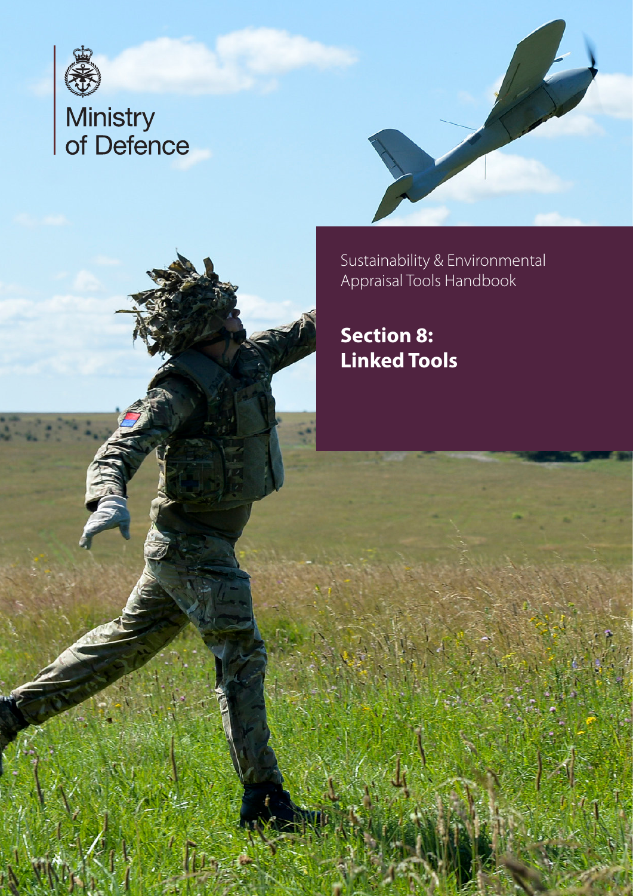Ministry of Defence

Sustainability & Environmental Appraisal Tools Handbook

# Section 8: Linked Tools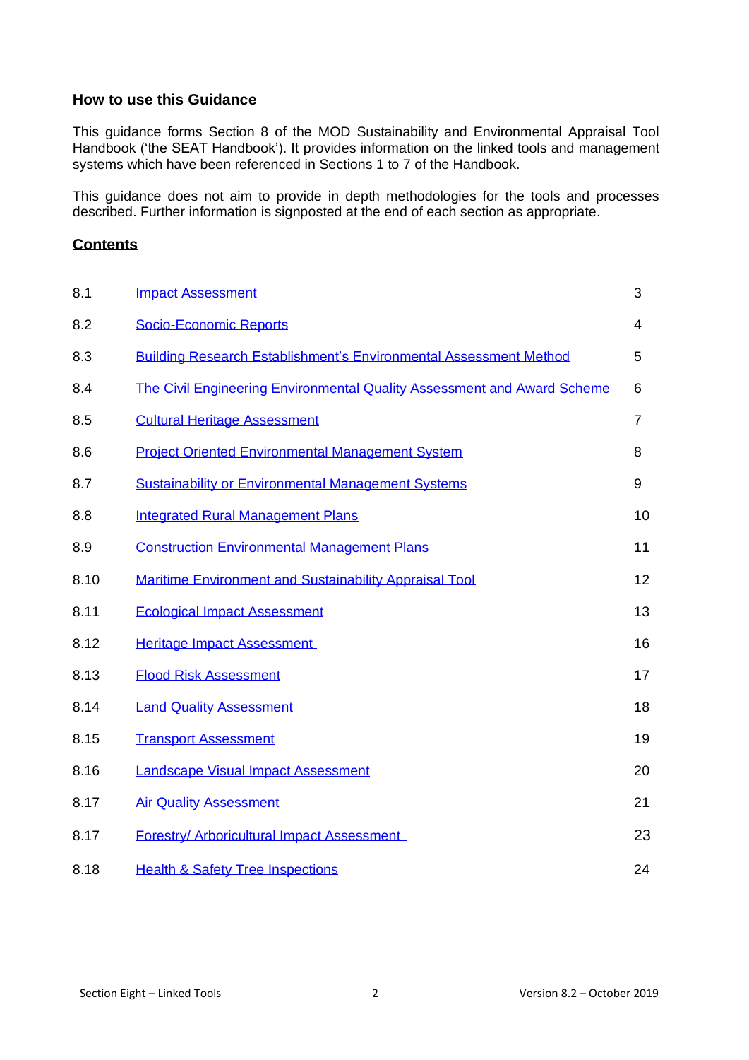## How to use this Guidance

This guidance forms Section 8 of the MOD Sustainability and Environmental Appraisal Tool Handbook ('the SEAT Handbook'). It provides information on the linked tools and management systems which have been referenced in Sections 1 to 7 of the Handbook.

This guidance does not aim to provide in depth methodologies for the tools and processes described. Further information is signposted at the end of each section as appropriate.

## Contents

| | | |
|---|---|---|
| 8.1 | Impact Assessment | 3 |
| 8.2 | Socio-Economic Reports | 4 |
| 8.3 | Building Research Establishment's Environmental Assessment Method | 5 |
| 8.4 | The Civil Engineering Environmental Quality Assessment and Award Scheme | 6 |
| 8.5 | Cultural Heritage Assessment | 7 |
| 8.6 | Project Oriented Environmental Management System | 8 |
| 8.7 | Sustainability or Environmental Management Systems | 9 |
| 8.8 | Integrated Rural Management Plans | 10 |
| 8.9 | Construction Environmental Management Plans | 11 |
| 8.10 | Maritime Environment and Sustainability Appraisal Tool | 12 |
| 8.11 | Ecological Impact Assessment | 13 |
| 8.12 | Heritage Impact Assessment | 16 |
| 8.13 | Flood Risk Assessment | 17 |
| 8.14 | Land Quality Assessment | 18 |
| 8.15 | Transport Assessment | 19 |
| 8.16 | Landscape Visual Impact Assessment | 20 |
| 8.17 | Air Quality Assessment | 21 |
| 8.17 | Forestry/ Arboricultural Impact Assessment | 23 |
| 8.18 | Health & Safety Tree Inspections | 24 |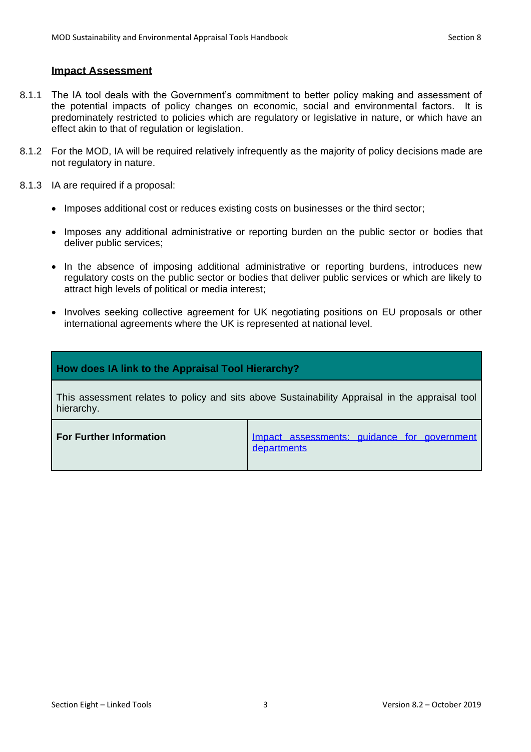## Impact Assessment

8.1.1 The IA tool deals with the Government's commitment to better policy making and assessment of the potential impacts of policy changes on economic, social and environmental factors. It is predominately restricted to policies which are regulatory or legislative in nature, or which have an effect akin to that of regulation or legislation.

8.1.2 For the MOD, IA will be required relatively infrequently as the majority of policy decisions made are not regulatory in nature.

8.1.3 IA are required if a proposal:

- Imposes additional cost or reduces existing costs on businesses or the third sector;
- Imposes any additional administrative or reporting burden on the public sector or bodies that deliver public services;
- In the absence of imposing additional administrative or reporting burdens, introduces new regulatory costs on the public sector or bodies that deliver public services or which are likely to attract high levels of political or media interest;
- Involves seeking collective agreement for UK negotiating positions on EU proposals or other international agreements where the UK is represented at national level.

| How does IA link to the Appraisal Tool Hierarchy? | |
|---|---|
| This assessment relates to policy and sits above Sustainability Appraisal in the appraisal tool hierarchy. | |
| **For Further Information** | Impact assessments: guidance for government departments |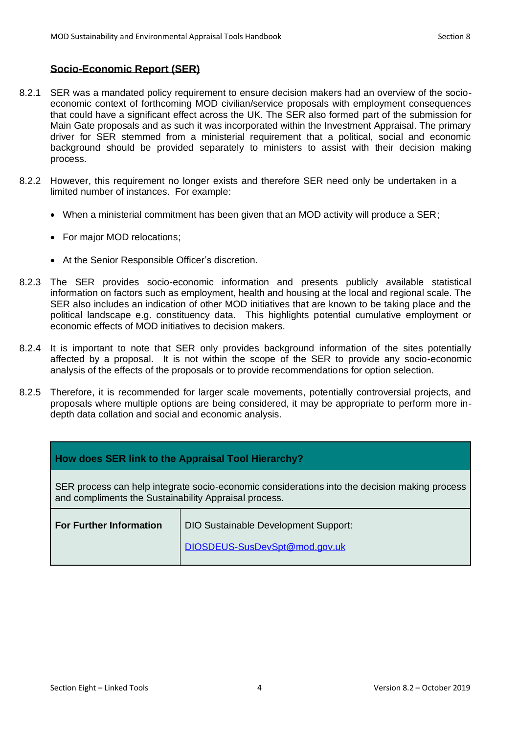## Socio-Economic Report (SER)

8.2.1 SER was a mandated policy requirement to ensure decision makers had an overview of the socio-economic context of forthcoming MOD civilian/service proposals with employment consequences that could have a significant effect across the UK. The SER also formed part of the submission for Main Gate proposals and as such it was incorporated within the Investment Appraisal. The primary driver for SER stemmed from a ministerial requirement that a political, social and economic background should be provided separately to ministers to assist with their decision making process.

8.2.2 However, this requirement no longer exists and therefore SER need only be undertaken in a limited number of instances. For example:

- When a ministerial commitment has been given that an MOD activity will produce a SER;
- For major MOD relocations;
- At the Senior Responsible Officer's discretion.

8.2.3 The SER provides socio-economic information and presents publicly available statistical information on factors such as employment, health and housing at the local and regional scale. The SER also includes an indication of other MOD initiatives that are known to be taking place and the political landscape e.g. constituency data. This highlights potential cumulative employment or economic effects of MOD initiatives to decision makers.

8.2.4 It is important to note that SER only provides background information of the sites potentially affected by a proposal. It is not within the scope of the SER to provide any socio-economic analysis of the effects of the proposals or to provide recommendations for option selection.

8.2.5 Therefore, it is recommended for larger scale movements, potentially controversial projects, and proposals where multiple options are being considered, it may be appropriate to perform more in-depth data collation and social and economic analysis.

| How does SER link to the Appraisal Tool Hierarchy? | |
|---|---|
| SER process can help integrate socio-economic considerations into the decision making process and compliments the Sustainability Appraisal process. | |
| **For Further Information** | DIO Sustainable Development Support: DIOSDEUS-SusDevSpt@mod.gov.uk |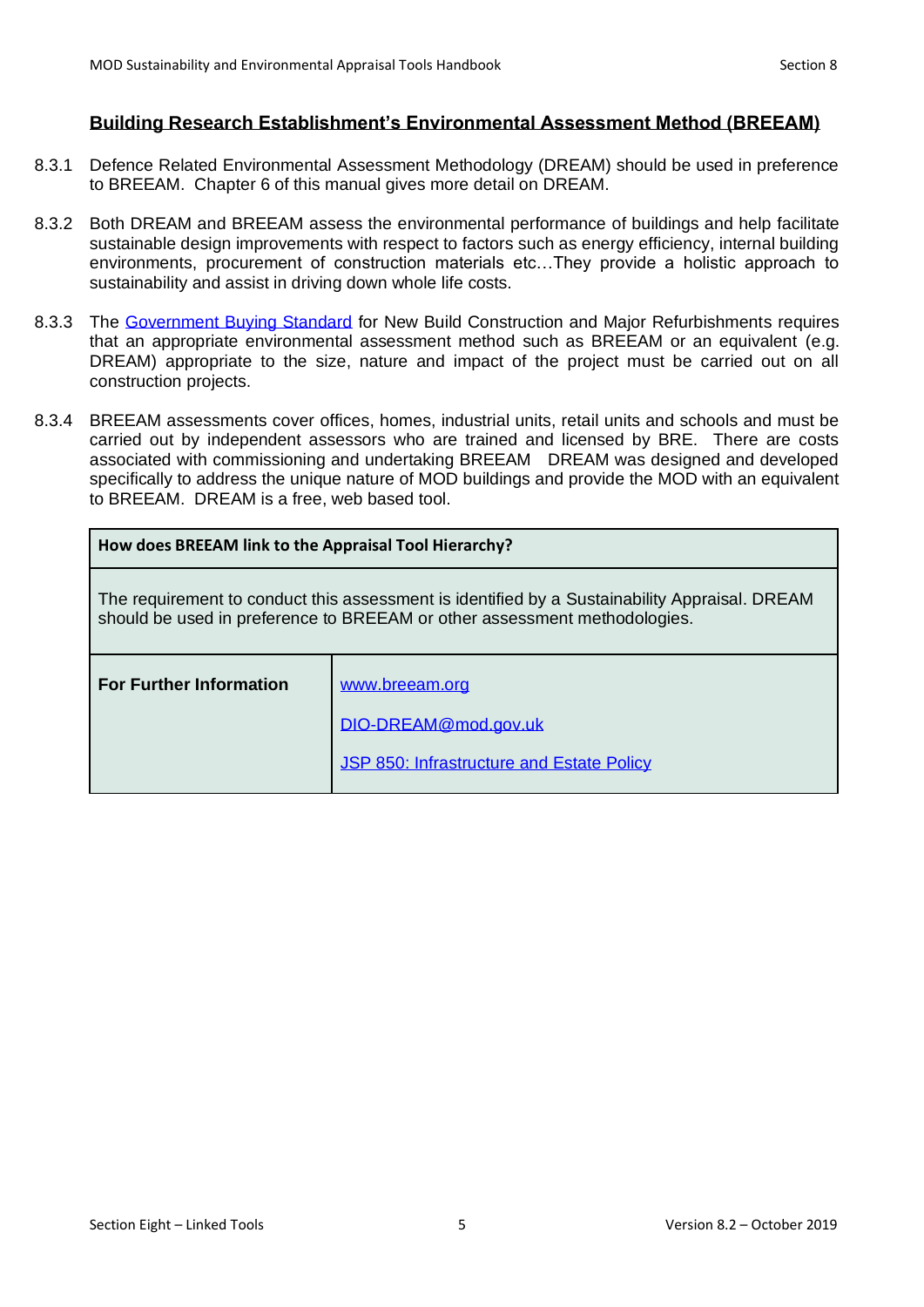## Building Research Establishment's Environmental Assessment Method (BREEAM)

8.3.1 Defence Related Environmental Assessment Methodology (DREAM) should be used in preference to BREEAM. Chapter 6 of this manual gives more detail on DREAM.

8.3.2 Both DREAM and BREEAM assess the environmental performance of buildings and help facilitate sustainable design improvements with respect to factors such as energy efficiency, internal building environments, procurement of construction materials etc…They provide a holistic approach to sustainability and assist in driving down whole life costs.

8.3.3 The [Government Buying Standard](#) for New Build Construction and Major Refurbishments requires that an appropriate environmental assessment method such as BREEAM or an equivalent (e.g. DREAM) appropriate to the size, nature and impact of the project must be carried out on all construction projects.

8.3.4 BREEAM assessments cover offices, homes, industrial units, retail units and schools and must be carried out by independent assessors who are trained and licensed by BRE. There are costs associated with commissioning and undertaking BREEAM DREAM was designed and developed specifically to address the unique nature of MOD buildings and provide the MOD with an equivalent to BREEAM. DREAM is a free, web based tool.

| **How does BREEAM link to the Appraisal Tool Hierarchy?** | |
|---|---|
| The requirement to conduct this assessment is identified by a Sustainability Appraisal. DREAM should be used in preference to BREEAM or other assessment methodologies. | |
| **For Further Information** | [www.breeam.org](http://www.breeam.org)<br><br>[DIO-DREAM@mod.gov.uk](mailto:DIO-DREAM@mod.gov.uk)<br><br>[JSP 850: Infrastructure and Estate Policy](#) |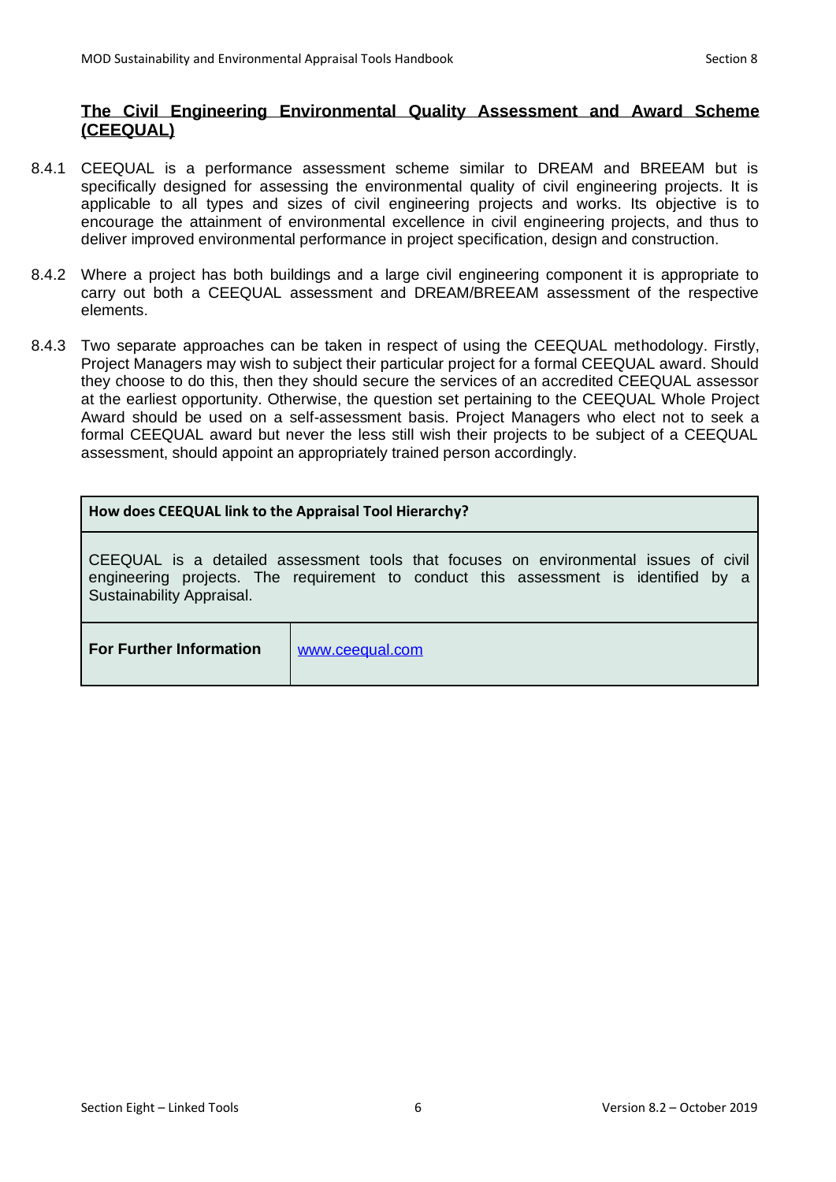## The Civil Engineering Environmental Quality Assessment and Award Scheme (CEEQUAL)

8.4.1 CEEQUAL is a performance assessment scheme similar to DREAM and BREEAM but is specifically designed for assessing the environmental quality of civil engineering projects. It is applicable to all types and sizes of civil engineering projects and works. Its objective is to encourage the attainment of environmental excellence in civil engineering projects, and thus to deliver improved environmental performance in project specification, design and construction.

8.4.2 Where a project has both buildings and a large civil engineering component it is appropriate to carry out both a CEEQUAL assessment and DREAM/BREEAM assessment of the respective elements.

8.4.3 Two separate approaches can be taken in respect of using the CEEQUAL methodology. Firstly, Project Managers may wish to subject their particular project for a formal CEEQUAL award. Should they choose to do this, then they should secure the services of an accredited CEEQUAL assessor at the earliest opportunity. Otherwise, the question set pertaining to the CEEQUAL Whole Project Award should be used on a self-assessment basis. Project Managers who elect not to seek a formal CEEQUAL award but never the less still wish their projects to be subject of a CEEQUAL assessment, should appoint an appropriately trained person accordingly.

| **How does CEEQUAL link to the Appraisal Tool Hierarchy?** | |
|---|---|
| CEEQUAL is a detailed assessment tools that focuses on environmental issues of civil engineering projects. The requirement to conduct this assessment is identified by a Sustainability Appraisal. | |
| **For Further Information** | www.ceequal.com |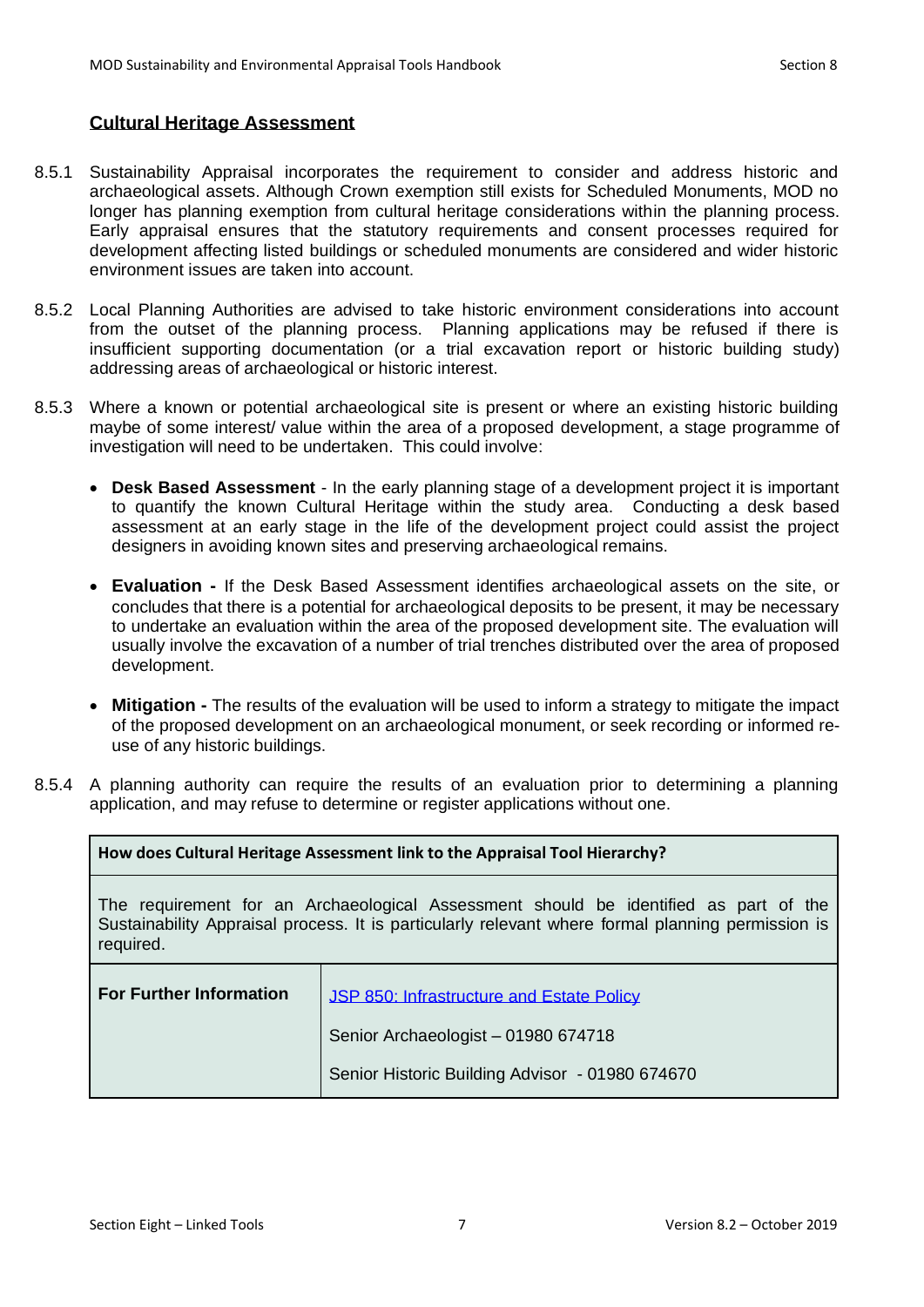## Cultural Heritage Assessment

8.5.1 Sustainability Appraisal incorporates the requirement to consider and address historic and archaeological assets. Although Crown exemption still exists for Scheduled Monuments, MOD no longer has planning exemption from cultural heritage considerations within the planning process. Early appraisal ensures that the statutory requirements and consent processes required for development affecting listed buildings or scheduled monuments are considered and wider historic environment issues are taken into account.

8.5.2 Local Planning Authorities are advised to take historic environment considerations into account from the outset of the planning process. Planning applications may be refused if there is insufficient supporting documentation (or a trial excavation report or historic building study) addressing areas of archaeological or historic interest.

8.5.3 Where a known or potential archaeological site is present or where an existing historic building maybe of some interest/ value within the area of a proposed development, a stage programme of investigation will need to be undertaken. This could involve:

- **Desk Based Assessment** - In the early planning stage of a development project it is important to quantify the known Cultural Heritage within the study area. Conducting a desk based assessment at an early stage in the life of the development project could assist the project designers in avoiding known sites and preserving archaeological remains.

- **Evaluation -** If the Desk Based Assessment identifies archaeological assets on the site, or concludes that there is a potential for archaeological deposits to be present, it may be necessary to undertake an evaluation within the area of the proposed development site. The evaluation will usually involve the excavation of a number of trial trenches distributed over the area of proposed development.

- **Mitigation -** The results of the evaluation will be used to inform a strategy to mitigate the impact of the proposed development on an archaeological monument, or seek recording or informed re-use of any historic buildings.

8.5.4 A planning authority can require the results of an evaluation prior to determining a planning application, and may refuse to determine or register applications without one.

| **How does Cultural Heritage Assessment link to the Appraisal Tool Hierarchy?** | |
|---|---|
| The requirement for an Archaeological Assessment should be identified as part of the Sustainability Appraisal process. It is particularly relevant where formal planning permission is required. | |
| **For Further Information** | JSP 850: Infrastructure and Estate Policy<br>Senior Archaeologist – 01980 674718<br>Senior Historic Building Advisor - 01980 674670 |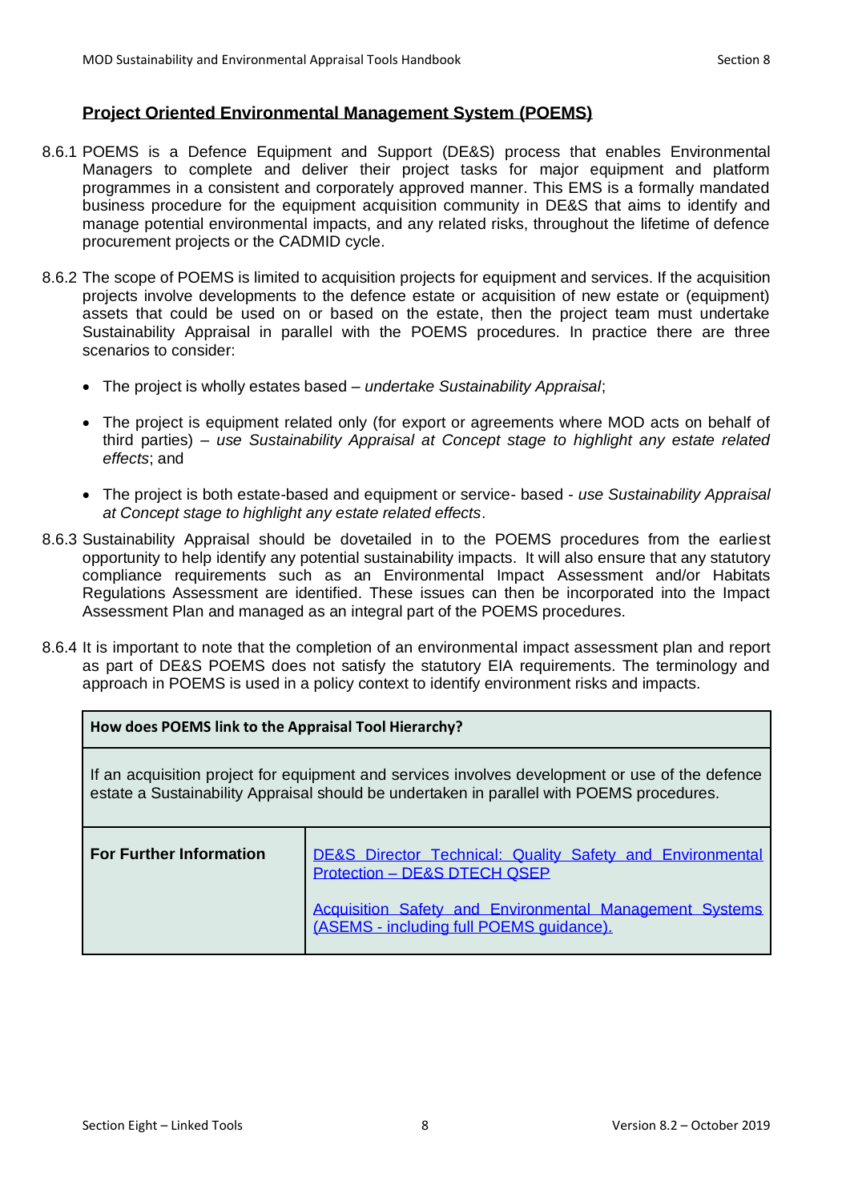## Project Oriented Environmental Management System (POEMS)

8.6.1 POEMS is a Defence Equipment and Support (DE&S) process that enables Environmental Managers to complete and deliver their project tasks for major equipment and platform programmes in a consistent and corporately approved manner. This EMS is a formally mandated business procedure for the equipment acquisition community in DE&S that aims to identify and manage potential environmental impacts, and any related risks, throughout the lifetime of defence procurement projects or the CADMID cycle.

8.6.2 The scope of POEMS is limited to acquisition projects for equipment and services. If the acquisition projects involve developments to the defence estate or acquisition of new estate or (equipment) assets that could be used on or based on the estate, then the project team must undertake Sustainability Appraisal in parallel with the POEMS procedures. In practice there are three scenarios to consider:

- The project is wholly estates based – *undertake Sustainability Appraisal*;
- The project is equipment related only (for export or agreements where MOD acts on behalf of third parties) – *use Sustainability Appraisal at Concept stage to highlight any estate related effects*; and
- The project is both estate-based and equipment or service- based - *use Sustainability Appraisal at Concept stage to highlight any estate related effects*.

8.6.3 Sustainability Appraisal should be dovetailed in to the POEMS procedures from the earliest opportunity to help identify any potential sustainability impacts. It will also ensure that any statutory compliance requirements such as an Environmental Impact Assessment and/or Habitats Regulations Assessment are identified. These issues can then be incorporated into the Impact Assessment Plan and managed as an integral part of the POEMS procedures.

8.6.4 It is important to note that the completion of an environmental impact assessment plan and report as part of DE&S POEMS does not satisfy the statutory EIA requirements. The terminology and approach in POEMS is used in a policy context to identify environment risks and impacts.

| **How does POEMS link to the Appraisal Tool Hierarchy?** | |
|---|---|
| If an acquisition project for equipment and services involves development or use of the defence estate a Sustainability Appraisal should be undertaken in parallel with POEMS procedures. | |
| **For Further Information** | DE&S Director Technical: Quality Safety and Environmental Protection – DE&S DTECH QSEP<br><br>Acquisition Safety and Environmental Management Systems (ASEMS - including full POEMS guidance). |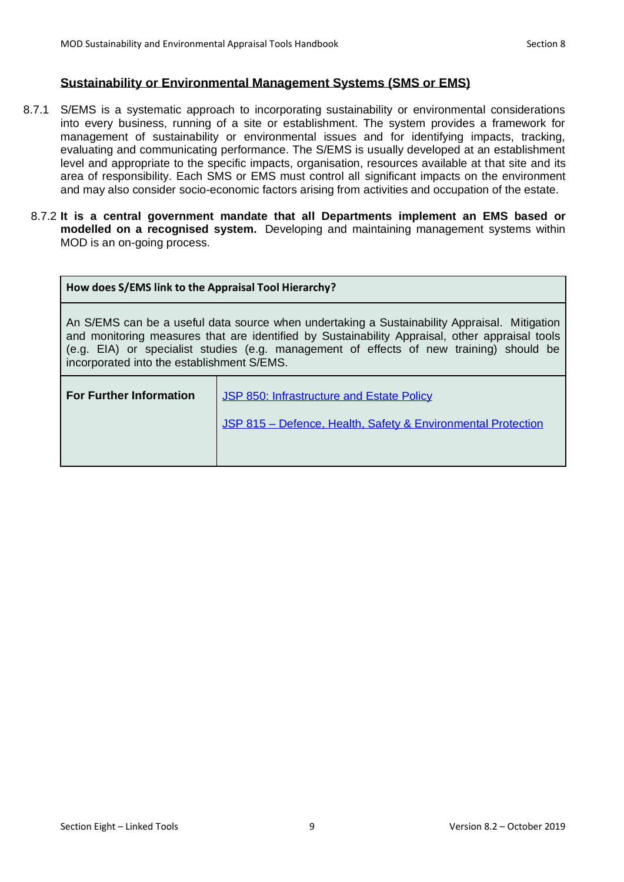## Sustainability or Environmental Management Systems (SMS or EMS)

8.7.1 S/EMS is a systematic approach to incorporating sustainability or environmental considerations into every business, running of a site or establishment. The system provides a framework for management of sustainability or environmental issues and for identifying impacts, tracking, evaluating and communicating performance. The S/EMS is usually developed at an establishment level and appropriate to the specific impacts, organisation, resources available at that site and its area of responsibility. Each SMS or EMS must control all significant impacts on the environment and may also consider socio-economic factors arising from activities and occupation of the estate.

8.7.2 **It is a central government mandate that all Departments implement an EMS based or modelled on a recognised system.** Developing and maintaining management systems within MOD is an on-going process.

| **How does S/EMS link to the Appraisal Tool Hierarchy?** | |
|---|---|
| An S/EMS can be a useful data source when undertaking a Sustainability Appraisal. Mitigation and monitoring measures that are identified by Sustainability Appraisal, other appraisal tools (e.g. EIA) or specialist studies (e.g. management of effects of new training) should be incorporated into the establishment S/EMS. | |
| **For Further Information** | JSP 850: Infrastructure and Estate Policy<br><br>JSP 815 – Defence, Health, Safety & Environmental Protection |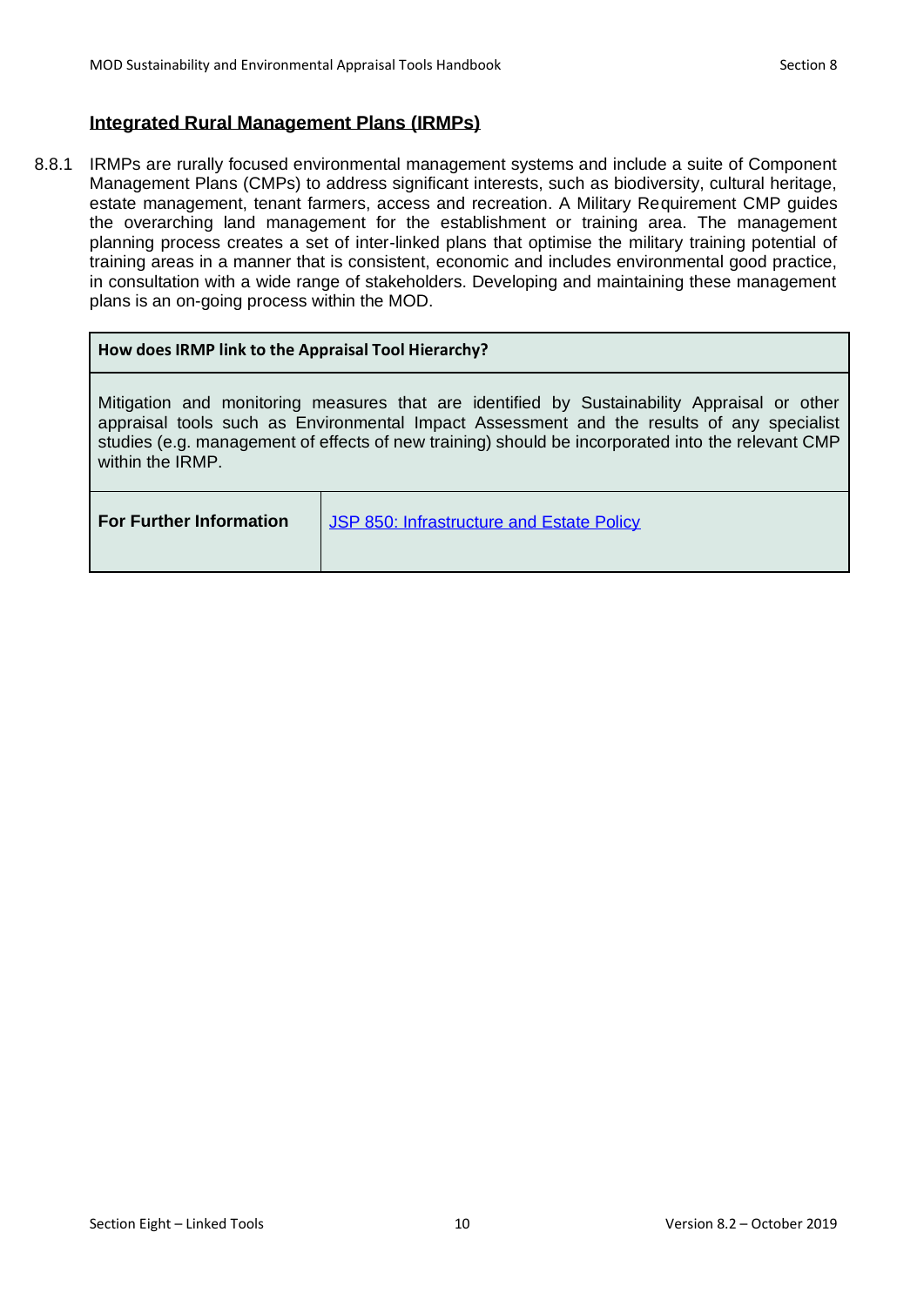## Integrated Rural Management Plans (IRMPs)

8.8.1 IRMPs are rurally focused environmental management systems and include a suite of Component Management Plans (CMPs) to address significant interests, such as biodiversity, cultural heritage, estate management, tenant farmers, access and recreation. A Military Requirement CMP guides the overarching land management for the establishment or training area. The management planning process creates a set of inter-linked plans that optimise the military training potential of training areas in a manner that is consistent, economic and includes environmental good practice, in consultation with a wide range of stakeholders. Developing and maintaining these management plans is an on-going process within the MOD.

| How does IRMP link to the Appraisal Tool Hierarchy? | |
|---|---|
| Mitigation and monitoring measures that are identified by Sustainability Appraisal or other appraisal tools such as Environmental Impact Assessment and the results of any specialist studies (e.g. management of effects of new training) should be incorporated into the relevant CMP within the IRMP. | |
| **For Further Information** | JSP 850: Infrastructure and Estate Policy |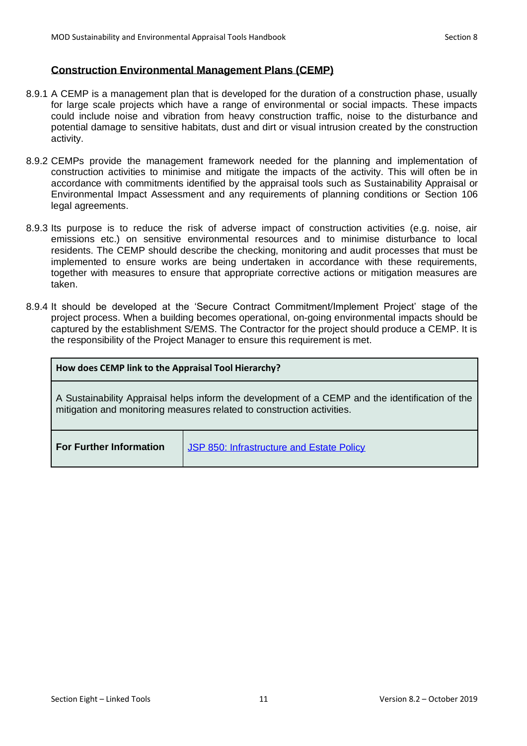## Construction Environmental Management Plans (CEMP)

8.9.1 A CEMP is a management plan that is developed for the duration of a construction phase, usually for large scale projects which have a range of environmental or social impacts. These impacts could include noise and vibration from heavy construction traffic, noise to the disturbance and potential damage to sensitive habitats, dust and dirt or visual intrusion created by the construction activity.

8.9.2 CEMPs provide the management framework needed for the planning and implementation of construction activities to minimise and mitigate the impacts of the activity. This will often be in accordance with commitments identified by the appraisal tools such as Sustainability Appraisal or Environmental Impact Assessment and any requirements of planning conditions or Section 106 legal agreements.

8.9.3 Its purpose is to reduce the risk of adverse impact of construction activities (e.g. noise, air emissions etc.) on sensitive environmental resources and to minimise disturbance to local residents. The CEMP should describe the checking, monitoring and audit processes that must be implemented to ensure works are being undertaken in accordance with these requirements, together with measures to ensure that appropriate corrective actions or mitigation measures are taken.

8.9.4 It should be developed at the 'Secure Contract Commitment/Implement Project' stage of the project process. When a building becomes operational, on-going environmental impacts should be captured by the establishment S/EMS. The Contractor for the project should produce a CEMP. It is the responsibility of the Project Manager to ensure this requirement is met.

| **How does CEMP link to the Appraisal Tool Hierarchy?** | |
| --- | --- |
| A Sustainability Appraisal helps inform the development of a CEMP and the identification of the mitigation and monitoring measures related to construction activities. | |
| **For Further Information** | JSP 850: Infrastructure and Estate Policy |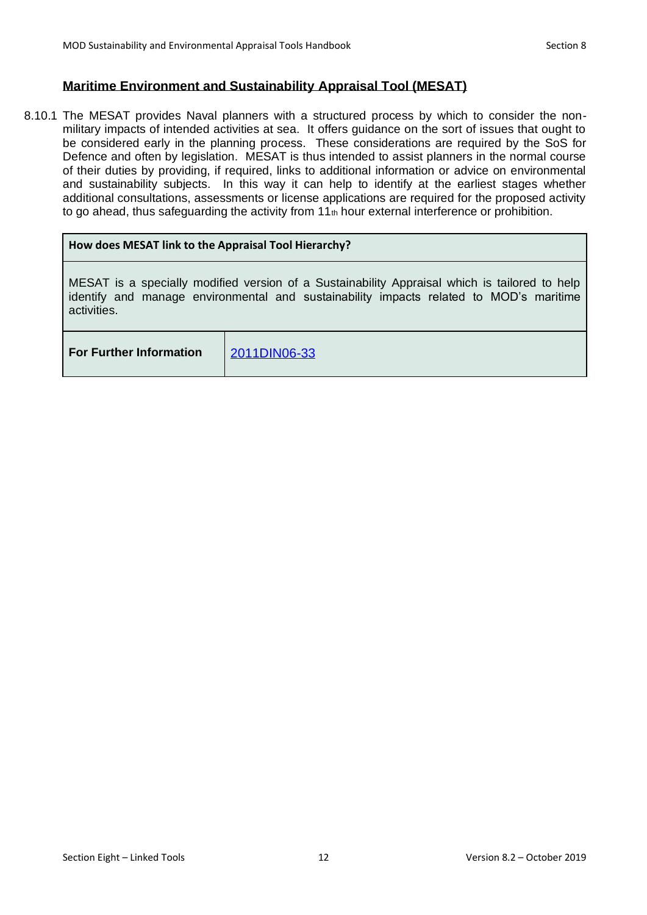## Maritime Environment and Sustainability Appraisal Tool (MESAT)

8.10.1 The MESAT provides Naval planners with a structured process by which to consider the non-military impacts of intended activities at sea. It offers guidance on the sort of issues that ought to be considered early in the planning process. These considerations are required by the SoS for Defence and often by legislation. MESAT is thus intended to assist planners in the normal course of their duties by providing, if required, links to additional information or advice on environmental and sustainability subjects. In this way it can help to identify at the earliest stages whether additional consultations, assessments or license applications are required for the proposed activity to go ahead, thus safeguarding the activity from 11th hour external interference or prohibition.

| How does MESAT link to the Appraisal Tool Hierarchy? | |
|---|---|
| MESAT is a specially modified version of a Sustainability Appraisal which is tailored to help identify and manage environmental and sustainability impacts related to MOD's maritime activities. | |
| **For Further Information** | 2011DIN06-33 |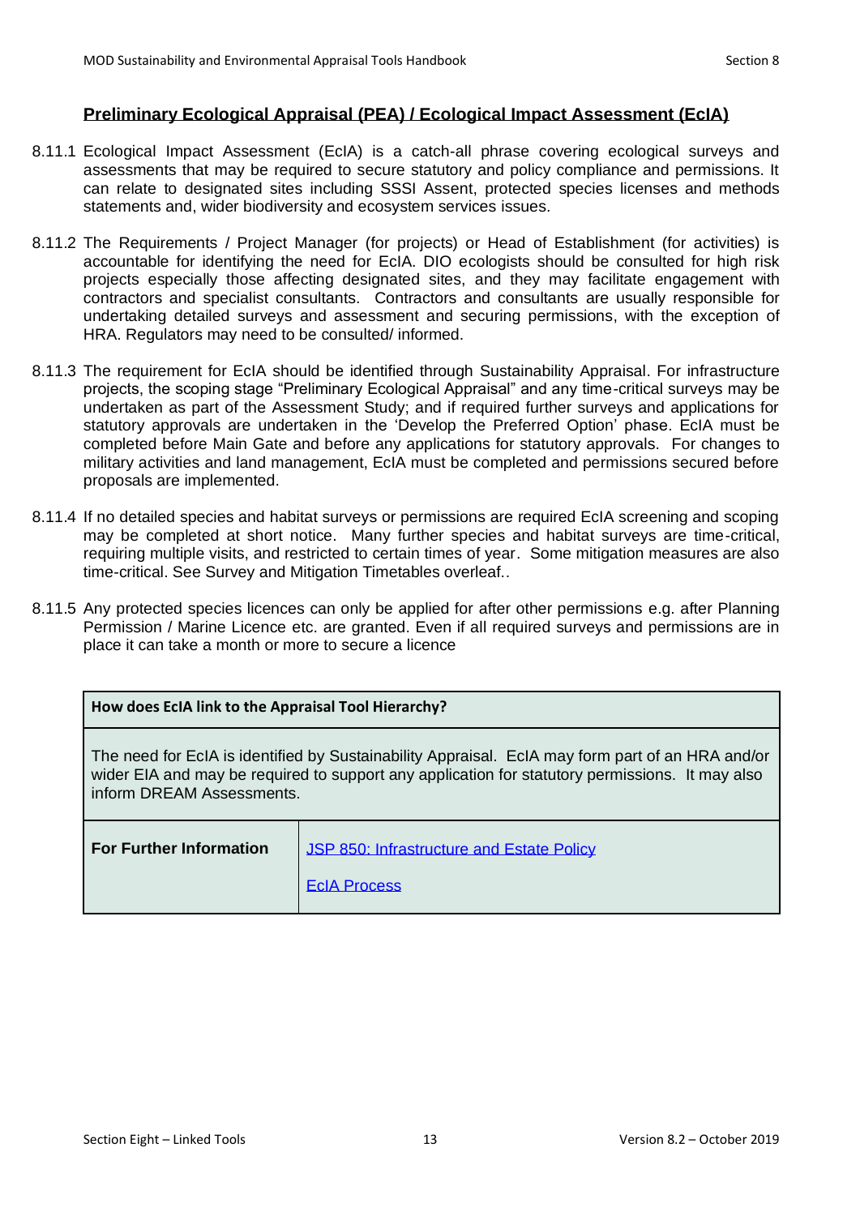## Preliminary Ecological Appraisal (PEA) / Ecological Impact Assessment (EcIA)

8.11.1 Ecological Impact Assessment (EcIA) is a catch-all phrase covering ecological surveys and assessments that may be required to secure statutory and policy compliance and permissions. It can relate to designated sites including SSSI Assent, protected species licenses and methods statements and, wider biodiversity and ecosystem services issues.

8.11.2 The Requirements / Project Manager (for projects) or Head of Establishment (for activities) is accountable for identifying the need for EcIA. DIO ecologists should be consulted for high risk projects especially those affecting designated sites, and they may facilitate engagement with contractors and specialist consultants. Contractors and consultants are usually responsible for undertaking detailed surveys and assessment and securing permissions, with the exception of HRA. Regulators may need to be consulted/ informed.

8.11.3 The requirement for EcIA should be identified through Sustainability Appraisal. For infrastructure projects, the scoping stage "Preliminary Ecological Appraisal" and any time-critical surveys may be undertaken as part of the Assessment Study; and if required further surveys and applications for statutory approvals are undertaken in the 'Develop the Preferred Option' phase. EcIA must be completed before Main Gate and before any applications for statutory approvals. For changes to military activities and land management, EcIA must be completed and permissions secured before proposals are implemented.

8.11.4 If no detailed species and habitat surveys or permissions are required EcIA screening and scoping may be completed at short notice. Many further species and habitat surveys are time-critical, requiring multiple visits, and restricted to certain times of year. Some mitigation measures are also time-critical. See Survey and Mitigation Timetables overleaf..

8.11.5 Any protected species licences can only be applied for after other permissions e.g. after Planning Permission / Marine Licence etc. are granted. Even if all required surveys and permissions are in place it can take a month or more to secure a licence

| **How does EcIA link to the Appraisal Tool Hierarchy?** | |
|---|---|
| The need for EcIA is identified by Sustainability Appraisal. EcIA may form part of an HRA and/or wider EIA and may be required to support any application for statutory permissions. It may also inform DREAM Assessments. | |
| **For Further Information** | JSP 850: Infrastructure and Estate Policy<br><br>EcIA Process |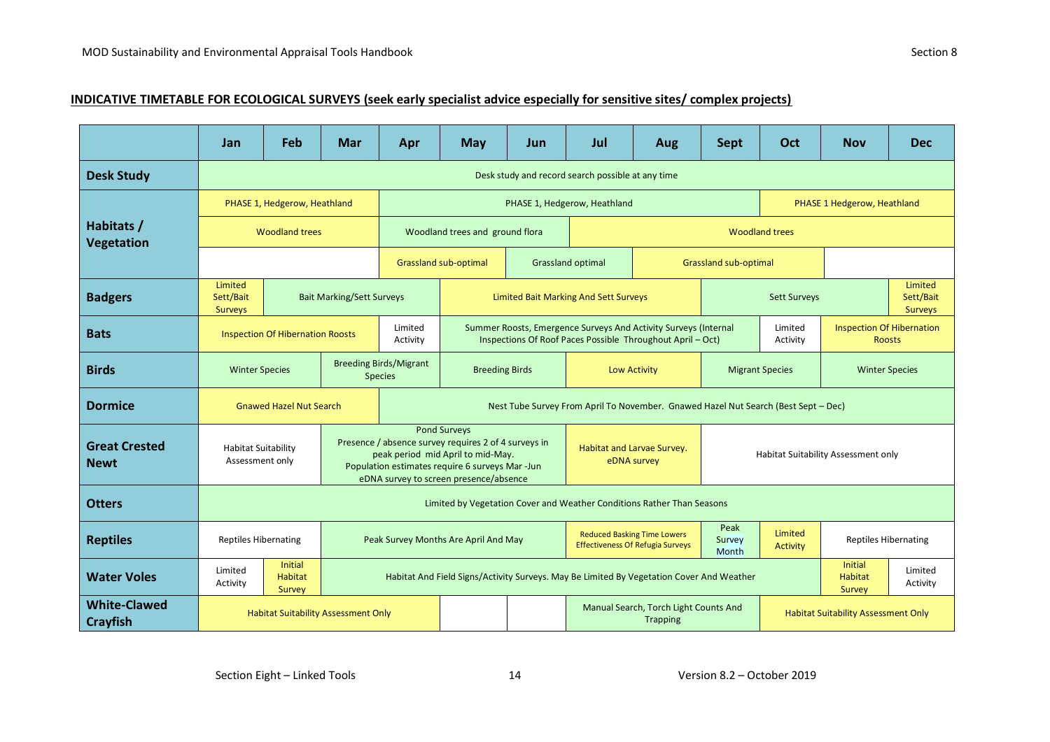**INDICATIVE TIMETABLE FOR ECOLOGICAL SURVEYS (seek early specialist advice especially for sensitive sites/ complex projects)**

| | Jan | Feb | Mar | Apr | May | Jun | Jul | Aug | Sept | Oct | Nov | Dec |
|---|---|---|---|---|---|---|---|---|---|---|---|---|
| **Desk Study** | Desk study and record search possible at any time | | | | | | | | | | | |
| **Habitats / Vegetation** | PHASE 1, Hedgerow, Heathland | | | PHASE 1, Hedgerow, Heathland | | | | | | PHASE 1 Hedgerow, Heathland | | |
| | Woodland trees | | | Woodland trees and ground flora | | | Woodland trees | | | | | |
| | | | | Grassland sub-optimal | | Grassland optimal | | Grassland sub-optimal | | | | |
| **Badgers** | Limited Sett/Bait Surveys | Bait Marking/Sett Surveys | | | Limited Bait Marking And Sett Surveys | | | | Sett Surveys | | | Limited Sett/Bait Surveys |
| **Bats** | Inspection Of Hibernation Roosts | | | Limited Activity | Summer Roosts, Emergence Surveys And Activity Surveys (Internal Inspections Of Roof Paces Possible Throughout April – Oct) | | | | | Limited Activity | Inspection Of Hibernation Roosts | |
| **Birds** | Winter Species | | Breeding Birds/Migrant Species | | Breeding Birds | | Low Activity | | Migrant Species | | Winter Species | |
| **Dormice** | Gnawed Hazel Nut Search | | | Nest Tube Survey From April To November. Gnawed Hazel Nut Search (Best Sept – Dec) | | | | | | | | |
| **Great Crested Newt** | Habitat Suitability Assessment only | | Pond Surveys<br>Presence / absence survey requires 2 of 4 surveys in peak period mid April to mid-May.<br>Population estimates require 6 surveys Mar -Jun<br>eDNA survey to screen presence/absence | | | | Habitat and Larvae Survey. eDNA survey | | Habitat Suitability Assessment only | | | |
| **Otters** | Limited by Vegetation Cover and Weather Conditions Rather Than Seasons | | | | | | | | | | | |
| **Reptiles** | Reptiles Hibernating | | Peak Survey Months Are April And May | | | | Reduced Basking Time Lowers Effectiveness Of Refugia Surveys | | Peak Survey Month | Limited Activity | Reptiles Hibernating | |
| **Water Voles** | Limited Activity | Initial Habitat Survey | Habitat And Field Signs/Activity Surveys. May Be Limited By Vegetation Cover And Weather | | | | | | | | Initial Habitat Survey | Limited Activity |
| **White-Clawed Crayfish** | Habitat Suitability Assessment Only | | | | | | Manual Search, Torch Light Counts And Trapping | | | Habitat Suitability Assessment Only | | |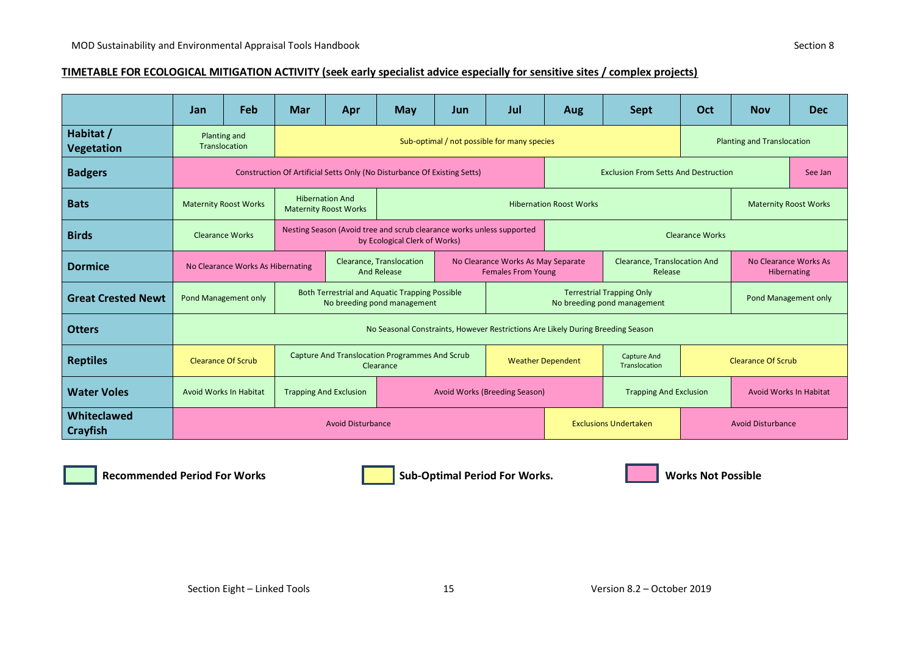**TIMETABLE FOR ECOLOGICAL MITIGATION ACTIVITY (seek early specialist advice especially for sensitive sites / complex projects)**

| | Jan | Feb | Mar | Apr | May | Jun | Jul | Aug | Sept | Oct | Nov | Dec |
|---|---|---|---|---|---|---|---|---|---|---|---|---|
| **Habitat / Vegetation** | Planting and Translocation | | Sub-optimal / not possible for many species | | | | | | | | Planting and Translocation | |
| **Badgers** | Construction Of Artificial Setts Only (No Disturbance Of Existing Setts) | | | | | | | Exclusion From Setts And Destruction | | | | See Jan |
| **Bats** | Maternity Roost Works | | Hibernation And Maternity Roost Works | | Hibernation Roost Works | | | | | | Maternity Roost Works | |
| **Birds** | Clearance Works | | Nesting Season (Avoid tree and scrub clearance works unless supported by Ecological Clerk of Works) | | | | | Clearance Works | | | | |
| **Dormice** | No Clearance Works As Hibernating | | | Clearance, Translocation And Release | | No Clearance Works As May Separate Females From Young | | | Clearance, Translocation And Release | | No Clearance Works As Hibernating | |
| **Great Crested Newt** | Pond Management only | | Both Terrestrial and Aquatic Trapping Possible No breeding pond management | | | | Terrestrial Trapping Only No breeding pond management | | | | Pond Management only | |
| **Otters** | No Seasonal Constraints, However Restrictions Are Likely During Breeding Season | | | | | | | | | | | |
| **Reptiles** | Clearance Of Scrub | | Capture And Translocation Programmes And Scrub Clearance | | | | Weather Dependent | | Capture And Translocation | Clearance Of Scrub | | |
| **Water Voles** | Avoid Works In Habitat | | Trapping And Exclusion | | Avoid Works (Breeding Season) | | | | Trapping And Exclusion | | Avoid Works In Habitat | |
| **Whiteclawed Crayfish** | Avoid Disturbance | | | | | | | Exclusions Undertaken | | Avoid Disturbance | | |

Key:

- **Recommended Period For Works** (green)
- **Sub-Optimal Period For Works.** (yellow)
- **Works Not Possible** (pink)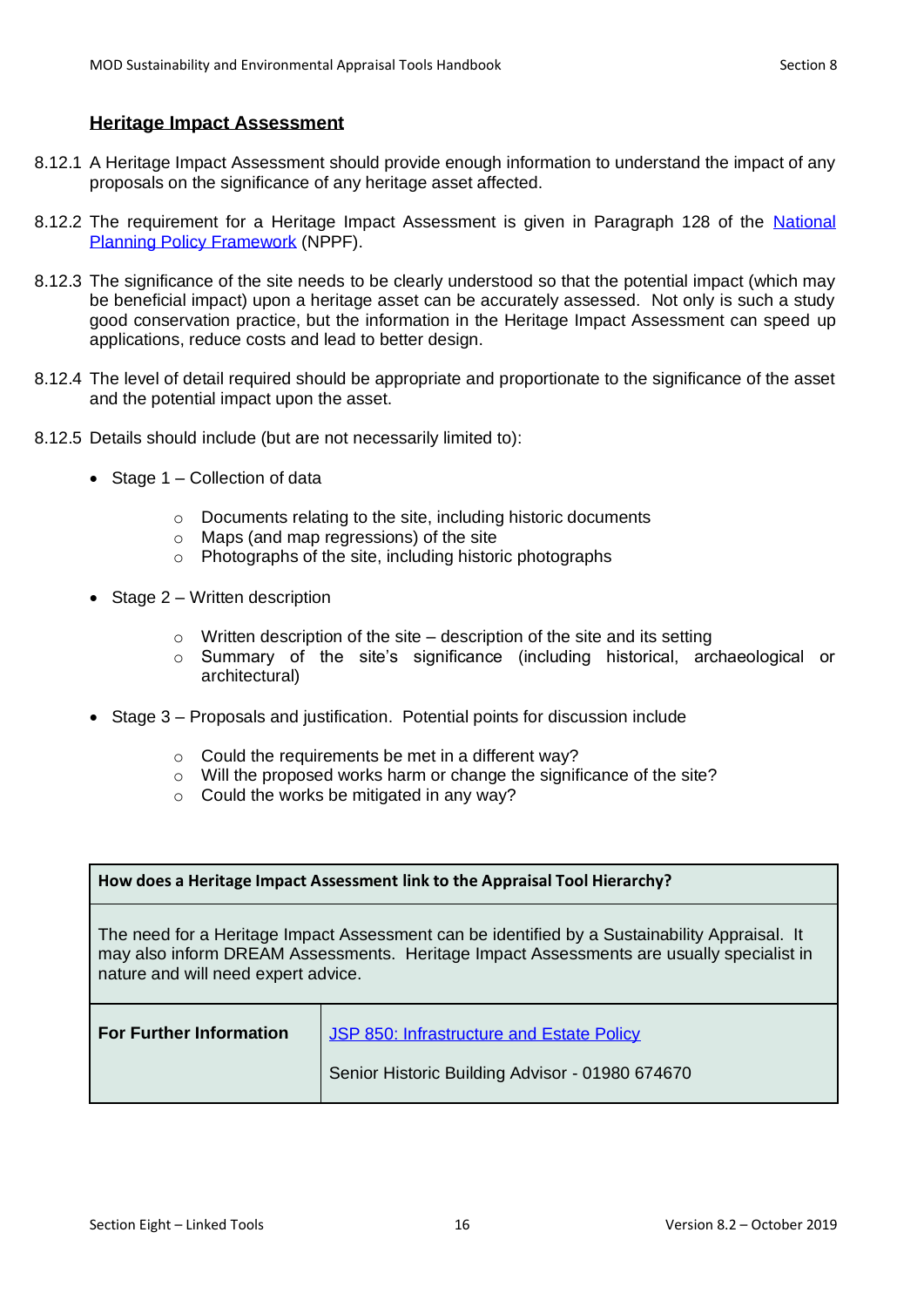## Heritage Impact Assessment

8.12.1 A Heritage Impact Assessment should provide enough information to understand the impact of any proposals on the significance of any heritage asset affected.

8.12.2 The requirement for a Heritage Impact Assessment is given in Paragraph 128 of the [National Planning Policy Framework](#) (NPPF).

8.12.3 The significance of the site needs to be clearly understood so that the potential impact (which may be beneficial impact) upon a heritage asset can be accurately assessed. Not only is such a study good conservation practice, but the information in the Heritage Impact Assessment can speed up applications, reduce costs and lead to better design.

8.12.4 The level of detail required should be appropriate and proportionate to the significance of the asset and the potential impact upon the asset.

8.12.5 Details should include (but are not necessarily limited to):

- Stage 1 – Collection of data
    - Documents relating to the site, including historic documents
    - Maps (and map regressions) of the site
    - Photographs of the site, including historic photographs
- Stage 2 – Written description
    - Written description of the site – description of the site and its setting
    - Summary of the site's significance (including historical, archaeological or architectural)
- Stage 3 – Proposals and justification. Potential points for discussion include
    - Could the requirements be met in a different way?
    - Will the proposed works harm or change the significance of the site?
    - Could the works be mitigated in any way?

| How does a Heritage Impact Assessment link to the Appraisal Tool Hierarchy? | |
|---|---|
| The need for a Heritage Impact Assessment can be identified by a Sustainability Appraisal. It may also inform DREAM Assessments. Heritage Impact Assessments are usually specialist in nature and will need expert advice. | |
| **For Further Information** | [JSP 850: Infrastructure and Estate Policy](#)<br><br>Senior Historic Building Advisor - 01980 674670 |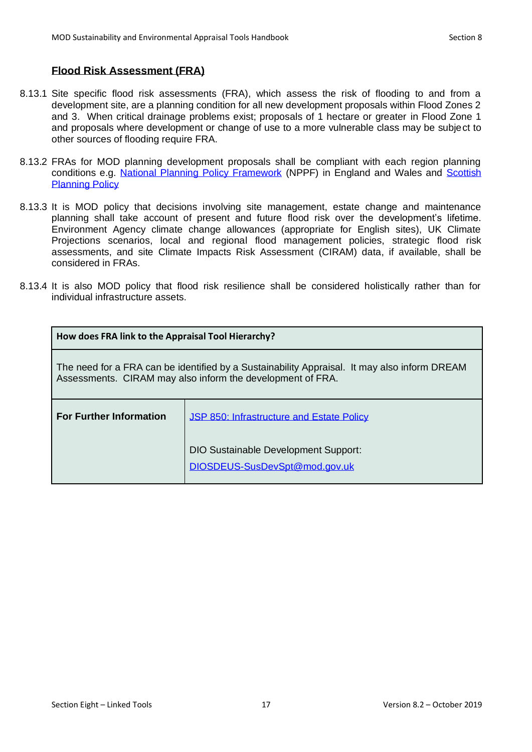## Flood Risk Assessment (FRA)

8.13.1 Site specific flood risk assessments (FRA), which assess the risk of flooding to and from a development site, are a planning condition for all new development proposals within Flood Zones 2 and 3. When critical drainage problems exist; proposals of 1 hectare or greater in Flood Zone 1 and proposals where development or change of use to a more vulnerable class may be subject to other sources of flooding require FRA.

8.13.2 FRAs for MOD planning development proposals shall be compliant with each region planning conditions e.g. National Planning Policy Framework (NPPF) in England and Wales and Scottish Planning Policy

8.13.3 It is MOD policy that decisions involving site management, estate change and maintenance planning shall take account of present and future flood risk over the development's lifetime. Environment Agency climate change allowances (appropriate for English sites), UK Climate Projections scenarios, local and regional flood management policies, strategic flood risk assessments, and site Climate Impacts Risk Assessment (CIRAM) data, if available, shall be considered in FRAs.

8.13.4 It is also MOD policy that flood risk resilience shall be considered holistically rather than for individual infrastructure assets.

| How does FRA link to the Appraisal Tool Hierarchy? | |
|---|---|
| The need for a FRA can be identified by a Sustainability Appraisal. It may also inform DREAM Assessments. CIRAM may also inform the development of FRA. | |
| **For Further Information** | JSP 850: Infrastructure and Estate Policy<br><br>DIO Sustainable Development Support:<br>DIOSDEUS-SusDevSpt@mod.gov.uk |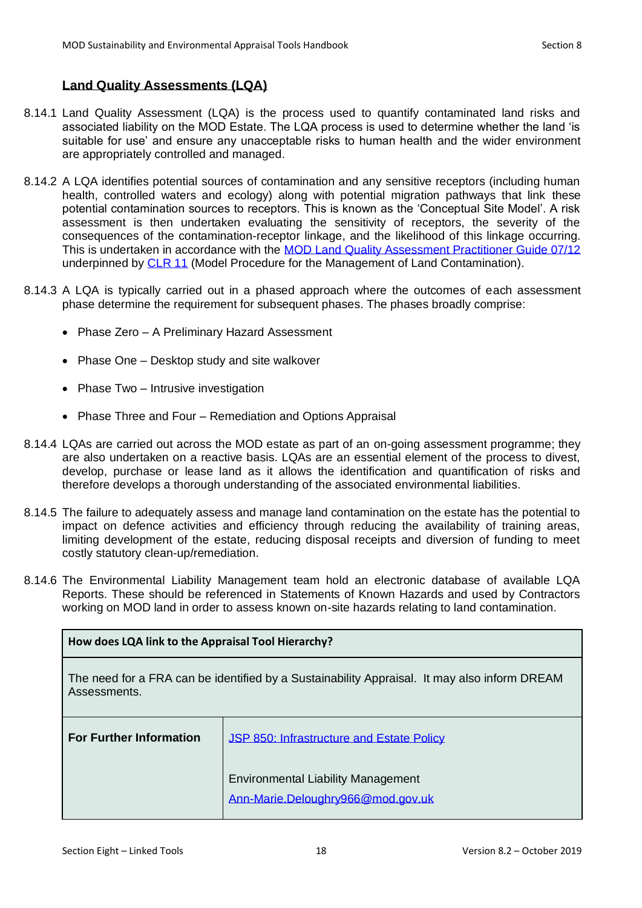## Land Quality Assessments (LQA)

8.14.1 Land Quality Assessment (LQA) is the process used to quantify contaminated land risks and associated liability on the MOD Estate. The LQA process is used to determine whether the land 'is suitable for use' and ensure any unacceptable risks to human health and the wider environment are appropriately controlled and managed.

8.14.2 A LQA identifies potential sources of contamination and any sensitive receptors (including human health, controlled waters and ecology) along with potential migration pathways that link these potential contamination sources to receptors. This is known as the 'Conceptual Site Model'. A risk assessment is then undertaken evaluating the sensitivity of receptors, the severity of the consequences of the contamination-receptor linkage, and the likelihood of this linkage occurring. This is undertaken in accordance with the MOD Land Quality Assessment Practitioner Guide 07/12 underpinned by CLR 11 (Model Procedure for the Management of Land Contamination).

8.14.3 A LQA is typically carried out in a phased approach where the outcomes of each assessment phase determine the requirement for subsequent phases. The phases broadly comprise:

- Phase Zero – A Preliminary Hazard Assessment
- Phase One – Desktop study and site walkover
- Phase Two – Intrusive investigation
- Phase Three and Four – Remediation and Options Appraisal

8.14.4 LQAs are carried out across the MOD estate as part of an on-going assessment programme; they are also undertaken on a reactive basis. LQAs are an essential element of the process to divest, develop, purchase or lease land as it allows the identification and quantification of risks and therefore develops a thorough understanding of the associated environmental liabilities.

8.14.5 The failure to adequately assess and manage land contamination on the estate has the potential to impact on defence activities and efficiency through reducing the availability of training areas, limiting development of the estate, reducing disposal receipts and diversion of funding to meet costly statutory clean-up/remediation.

8.14.6 The Environmental Liability Management team hold an electronic database of available LQA Reports. These should be referenced in Statements of Known Hazards and used by Contractors working on MOD land in order to assess known on-site hazards relating to land contamination.

| **How does LQA link to the Appraisal Tool Hierarchy?** | |
|---|---|
| The need for a FRA can be identified by a Sustainability Appraisal. It may also inform DREAM Assessments. | |
| **For Further Information** | JSP 850: Infrastructure and Estate Policy<br><br>Environmental Liability Management<br>Ann-Marie.Deloughry966@mod.gov.uk |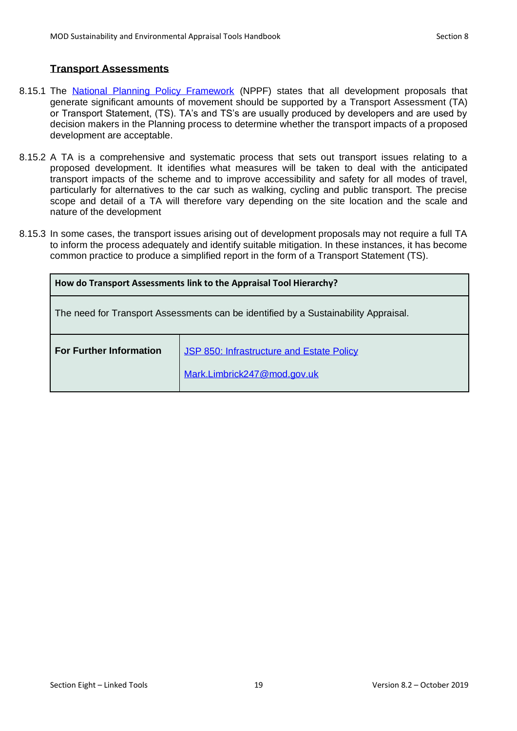## Transport Assessments

8.15.1 The National Planning Policy Framework (NPPF) states that all development proposals that generate significant amounts of movement should be supported by a Transport Assessment (TA) or Transport Statement, (TS). TA's and TS's are usually produced by developers and are used by decision makers in the Planning process to determine whether the transport impacts of a proposed development are acceptable.

8.15.2 A TA is a comprehensive and systematic process that sets out transport issues relating to a proposed development. It identifies what measures will be taken to deal with the anticipated transport impacts of the scheme and to improve accessibility and safety for all modes of travel, particularly for alternatives to the car such as walking, cycling and public transport. The precise scope and detail of a TA will therefore vary depending on the site location and the scale and nature of the development

8.15.3 In some cases, the transport issues arising out of development proposals may not require a full TA to inform the process adequately and identify suitable mitigation. In these instances, it has become common practice to produce a simplified report in the form of a Transport Statement (TS).

| **How do Transport Assessments link to the Appraisal Tool Hierarchy?** | |
|---|---|
| The need for Transport Assessments can be identified by a Sustainability Appraisal. | |
| **For Further Information** | JSP 850: Infrastructure and Estate Policy<br><br>Mark.Limbrick247@mod.gov.uk |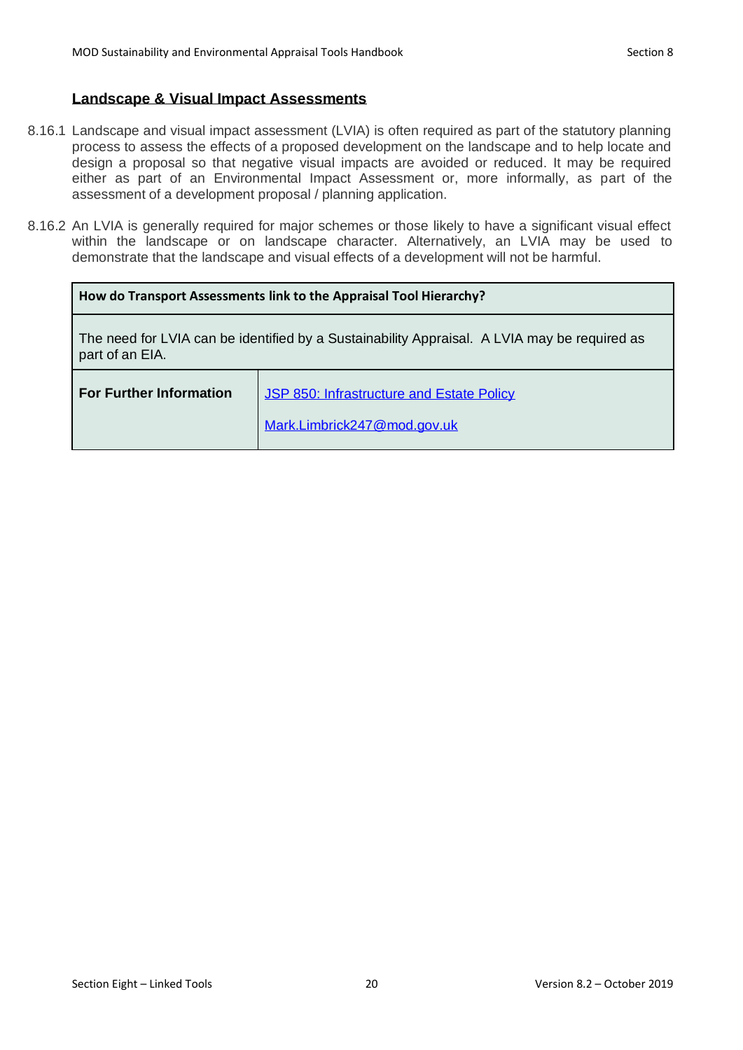## Landscape & Visual Impact Assessments

8.16.1 Landscape and visual impact assessment (LVIA) is often required as part of the statutory planning process to assess the effects of a proposed development on the landscape and to help locate and design a proposal so that negative visual impacts are avoided or reduced. It may be required either as part of an Environmental Impact Assessment or, more informally, as part of the assessment of a development proposal / planning application.

8.16.2 An LVIA is generally required for major schemes or those likely to have a significant visual effect within the landscape or on landscape character. Alternatively, an LVIA may be used to demonstrate that the landscape and visual effects of a development will not be harmful.

| **How do Transport Assessments link to the Appraisal Tool Hierarchy?** | |
|---|---|
| The need for LVIA can be identified by a Sustainability Appraisal. A LVIA may be required as part of an EIA. | |
| **For Further Information** | JSP 850: Infrastructure and Estate Policy<br><br>Mark.Limbrick247@mod.gov.uk |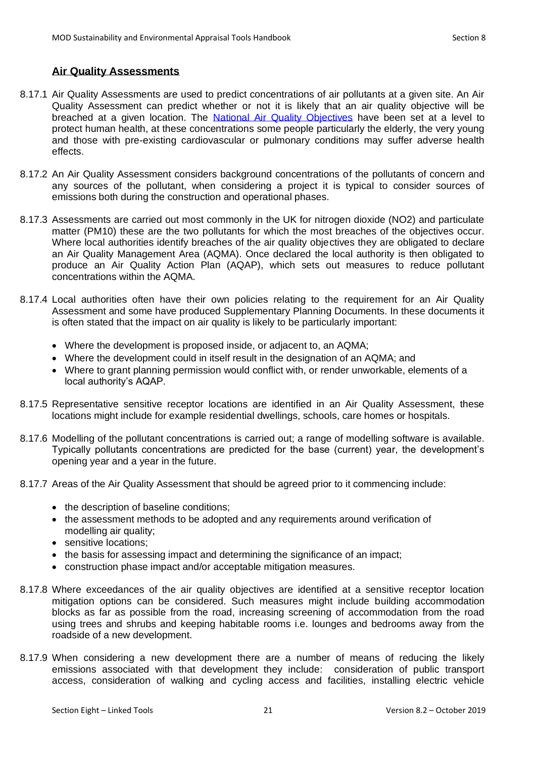## Air Quality Assessments

8.17.1 Air Quality Assessments are used to predict concentrations of air pollutants at a given site. An Air Quality Assessment can predict whether or not it is likely that an air quality objective will be breached at a given location. The [National Air Quality Objectives]() have been set at a level to protect human health, at these concentrations some people particularly the elderly, the very young and those with pre-existing cardiovascular or pulmonary conditions may suffer adverse health effects.

8.17.2 An Air Quality Assessment considers background concentrations of the pollutants of concern and any sources of the pollutant, when considering a project it is typical to consider sources of emissions both during the construction and operational phases.

8.17.3 Assessments are carried out most commonly in the UK for nitrogen dioxide (NO2) and particulate matter (PM10) these are the two pollutants for which the most breaches of the objectives occur. Where local authorities identify breaches of the air quality objectives they are obligated to declare an Air Quality Management Area (AQMA). Once declared the local authority is then obligated to produce an Air Quality Action Plan (AQAP), which sets out measures to reduce pollutant concentrations within the AQMA.

8.17.4 Local authorities often have their own policies relating to the requirement for an Air Quality Assessment and some have produced Supplementary Planning Documents. In these documents it is often stated that the impact on air quality is likely to be particularly important:

- Where the development is proposed inside, or adjacent to, an AQMA;
- Where the development could in itself result in the designation of an AQMA; and
- Where to grant planning permission would conflict with, or render unworkable, elements of a local authority's AQAP.

8.17.5 Representative sensitive receptor locations are identified in an Air Quality Assessment, these locations might include for example residential dwellings, schools, care homes or hospitals.

8.17.6 Modelling of the pollutant concentrations is carried out; a range of modelling software is available. Typically pollutants concentrations are predicted for the base (current) year, the development's opening year and a year in the future.

8.17.7 Areas of the Air Quality Assessment that should be agreed prior to it commencing include:

- the description of baseline conditions;
- the assessment methods to be adopted and any requirements around verification of modelling air quality;
- sensitive locations;
- the basis for assessing impact and determining the significance of an impact;
- construction phase impact and/or acceptable mitigation measures.

8.17.8 Where exceedances of the air quality objectives are identified at a sensitive receptor location mitigation options can be considered. Such measures might include building accommodation blocks as far as possible from the road, increasing screening of accommodation from the road using trees and shrubs and keeping habitable rooms i.e. lounges and bedrooms away from the roadside of a new development.

8.17.9 When considering a new development there are a number of means of reducing the likely emissions associated with that development they include: consideration of public transport access, consideration of walking and cycling access and facilities, installing electric vehicle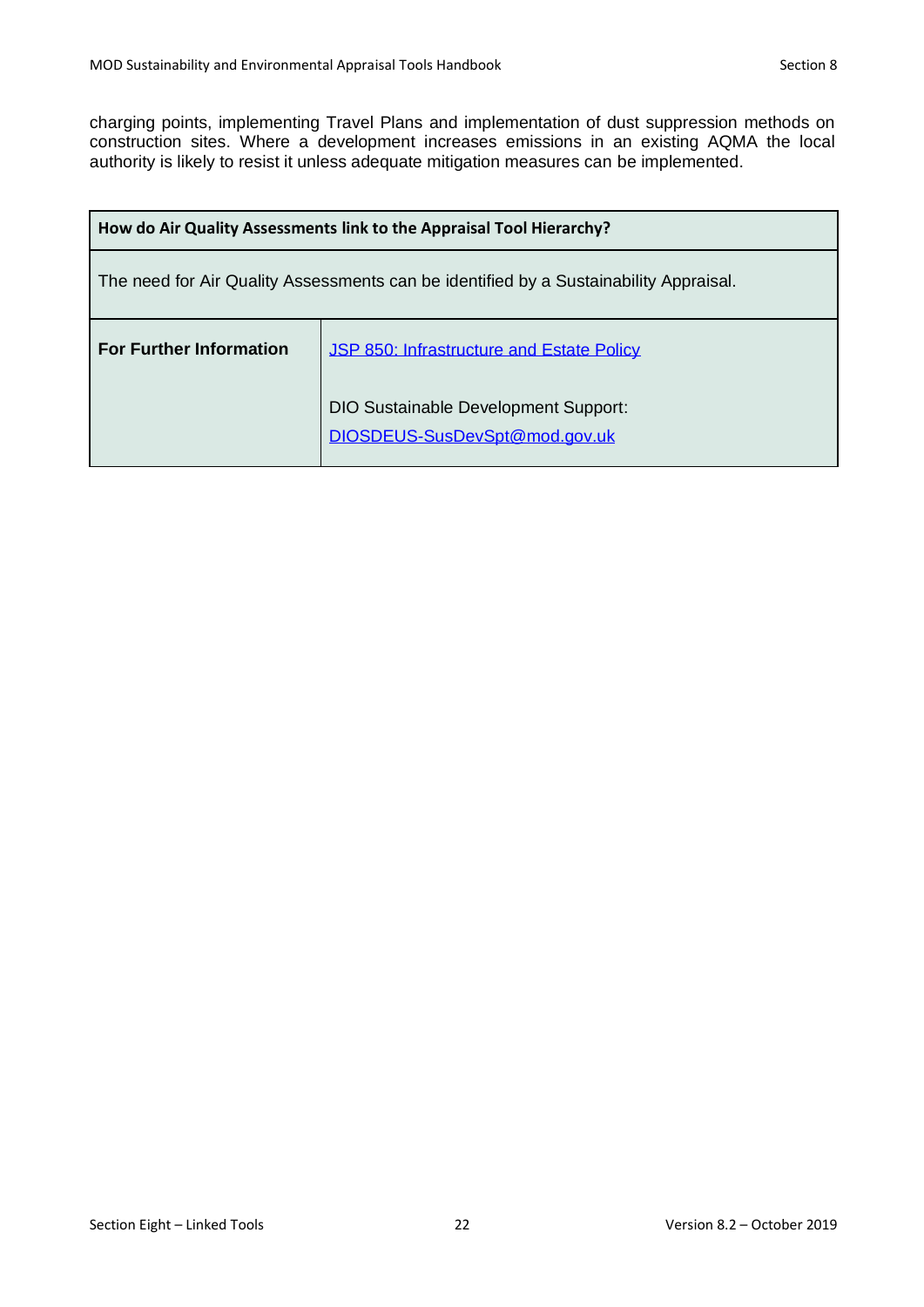charging points, implementing Travel Plans and implementation of dust suppression methods on construction sites. Where a development increases emissions in an existing AQMA the local authority is likely to resist it unless adequate mitigation measures can be implemented.

| **How do Air Quality Assessments link to the Appraisal Tool Hierarchy?** | |
|---|---|
| The need for Air Quality Assessments can be identified by a Sustainability Appraisal. | |
| **For Further Information** | JSP 850: Infrastructure and Estate Policy<br><br>DIO Sustainable Development Support:<br>DIOSDEUS-SusDevSpt@mod.gov.uk |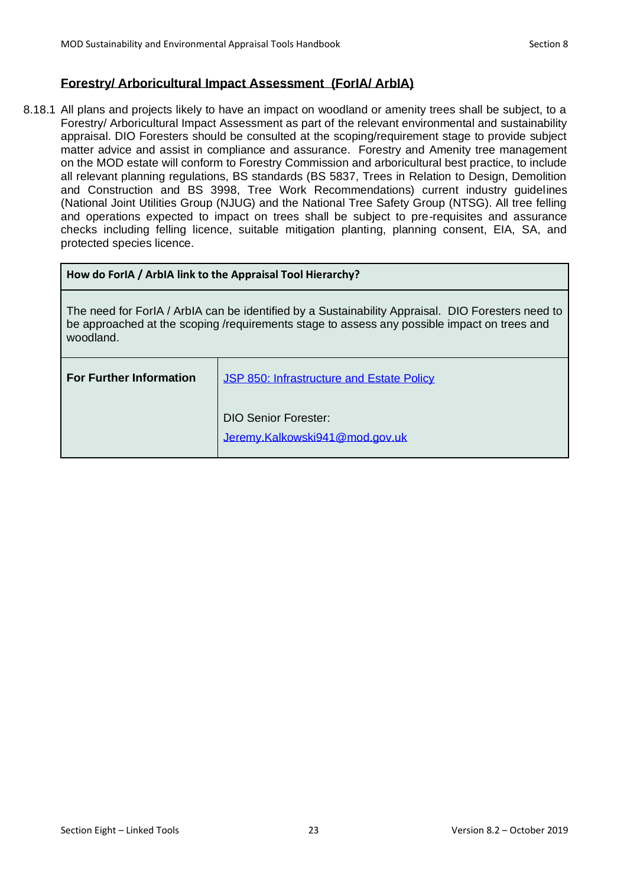## Forestry/ Arboricultural Impact Assessment (ForIA/ ArbIA)

8.18.1 All plans and projects likely to have an impact on woodland or amenity trees shall be subject, to a Forestry/ Arboricultural Impact Assessment as part of the relevant environmental and sustainability appraisal. DIO Foresters should be consulted at the scoping/requirement stage to provide subject matter advice and assist in compliance and assurance. Forestry and Amenity tree management on the MOD estate will conform to Forestry Commission and arboricultural best practice, to include all relevant planning regulations, BS standards (BS 5837, Trees in Relation to Design, Demolition and Construction and BS 3998, Tree Work Recommendations) current industry guidelines (National Joint Utilities Group (NJUG) and the National Tree Safety Group (NTSG). All tree felling and operations expected to impact on trees shall be subject to pre-requisites and assurance checks including felling licence, suitable mitigation planting, planning consent, EIA, SA, and protected species licence.

| **How do ForIA / ArbIA link to the Appraisal Tool Hierarchy?** | |
|---|---|
| The need for ForIA / ArbIA can be identified by a Sustainability Appraisal. DIO Foresters need to be approached at the scoping /requirements stage to assess any possible impact on trees and woodland. | |
| **For Further Information** | JSP 850: Infrastructure and Estate Policy<br><br>DIO Senior Forester:<br>Jeremy.Kalkowski941@mod.gov.uk |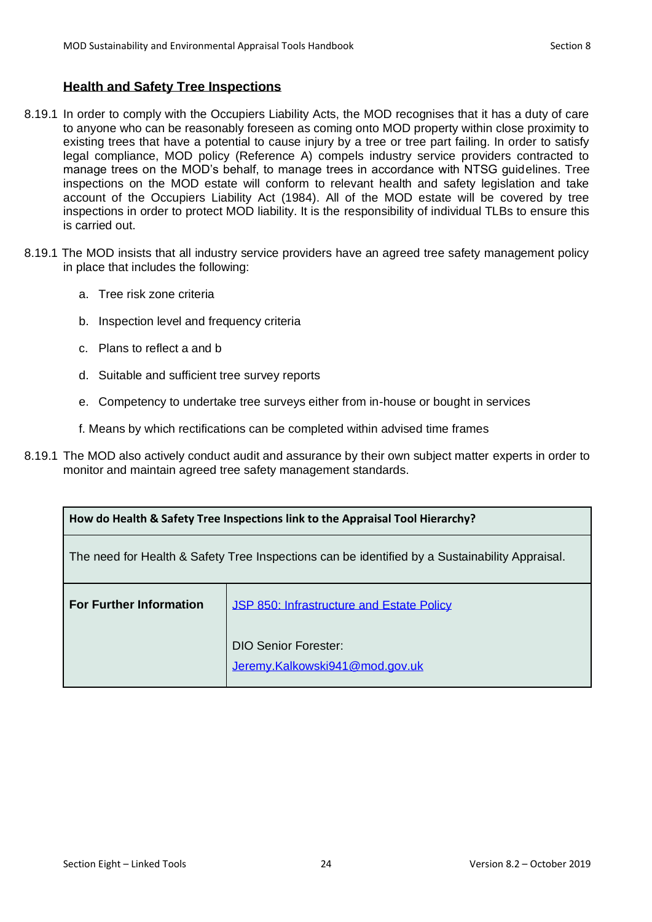## Health and Safety Tree Inspections

8.19.1 In order to comply with the Occupiers Liability Acts, the MOD recognises that it has a duty of care to anyone who can be reasonably foreseen as coming onto MOD property within close proximity to existing trees that have a potential to cause injury by a tree or tree part failing. In order to satisfy legal compliance, MOD policy (Reference A) compels industry service providers contracted to manage trees on the MOD's behalf, to manage trees in accordance with NTSG guidelines. Tree inspections on the MOD estate will conform to relevant health and safety legislation and take account of the Occupiers Liability Act (1984). All of the MOD estate will be covered by tree inspections in order to protect MOD liability. It is the responsibility of individual TLBs to ensure this is carried out.

8.19.1 The MOD insists that all industry service providers have an agreed tree safety management policy in place that includes the following:

a. Tree risk zone criteria

b. Inspection level and frequency criteria

c. Plans to reflect a and b

d. Suitable and sufficient tree survey reports

e. Competency to undertake tree surveys either from in-house or bought in services

f. Means by which rectifications can be completed within advised time frames

8.19.1 The MOD also actively conduct audit and assurance by their own subject matter experts in order to monitor and maintain agreed tree safety management standards.

| **How do Health & Safety Tree Inspections link to the Appraisal Tool Hierarchy?** | |
|---|---|
| The need for Health & Safety Tree Inspections can be identified by a Sustainability Appraisal. | |
| **For Further Information** | JSP 850: Infrastructure and Estate Policy<br><br>DIO Senior Forester:<br>Jeremy.Kalkowski941@mod.gov.uk |